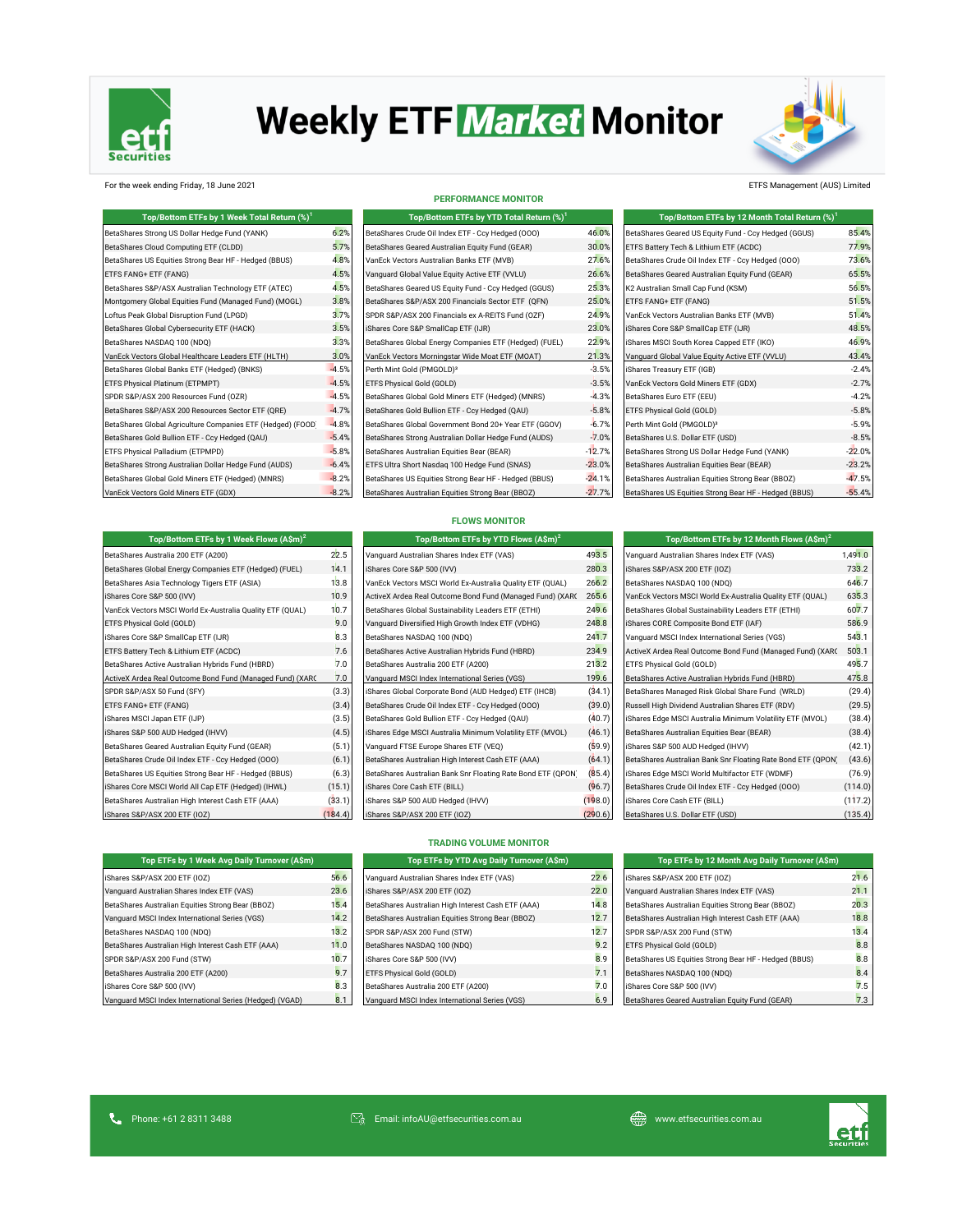# Weekly ETF Market Monitor

For the week ending Friday, 18 June 2021

ETFS Management (AUS) Limited

## PERFORMANCE MONITOR

| Top/Bottom ETFs by 1 Week Total Return (%)[1] | |
|---|---|
| BetaShares Strong US Dollar Hedge Fund (YANK) | 6.2% |
| BetaShares Cloud Computing ETF (CLDD) | 5.7% |
| BetaShares US Equities Strong Bear HF - Hedged (BBUS) | 4.8% |
| ETFS FANG+ ETF (FANG) | 4.5% |
| BetaShares S&P/ASX Australian Technology ETF (ATEC) | 4.5% |
| Montgomery Global Equities Fund (Managed Fund) (MOGL) | 3.8% |
| Loftus Peak Global Disruption Fund (LPGD) | 3.7% |
| BetaShares Global Cybersecurity ETF (HACK) | 3.5% |
| BetaShares NASDAQ 100 (NDQ) | 3.3% |
| VanEck Vectors Global Healthcare Leaders ETF (HLTH) | 3.0% |
| BetaShares Global Banks ETF (Hedged) (BNKS) | -4.5% |
| ETFS Physical Platinum (ETPMPT) | -4.5% |
| SPDR S&P/ASX 200 Resources Fund (OZR) | -4.5% |
| BetaShares S&P/ASX 200 Resources Sector ETF (QRE) | -4.7% |
| BetaShares Global Agriculture Companies ETF (Hedged) (FOOD) | -4.8% |
| BetaShares Gold Bullion ETF - Ccy Hedged (QAU) | -5.4% |
| ETFS Physical Palladium (ETPMPD) | -5.8% |
| BetaShares Strong Australian Dollar Hedge Fund (AUDS) | -6.4% |
| BetaShares Global Gold Miners ETF (Hedged) (MNRS) | -8.2% |
| VanEck Vectors Gold Miners ETF (GDX) | -8.2% |

| Top/Bottom ETFs by YTD Total Return (%)[1] | |
|---|---|
| BetaShares Crude Oil Index ETF - Ccy Hedged (OOO) | 46.0% |
| BetaShares Geared Australian Equity Fund (GEAR) | 30.0% |
| VanEck Vectors Australian Banks ETF (MVB) | 27.6% |
| Vanguard Global Value Equity Active ETF (VVLU) | 26.6% |
| BetaShares Geared US Equity Fund - Ccy Hedged (GGUS) | 25.3% |
| BetaShares S&P/ASX 200 Financials Sector ETF (QFN) | 25.0% |
| SPDR S&P/ASX 200 Financials ex A-REITS Fund (OZF) | 24.9% |
| iShares Core S&P SmallCap ETF (IJR) | 23.0% |
| BetaShares Global Energy Companies ETF (Hedged) (FUEL) | 22.9% |
| VanEck Vectors Morningstar Wide Moat ETF (MOAT) | 21.3% |
| Perth Mint Gold (PMGOLD)[3] | -3.5% |
| ETFS Physical Gold (GOLD) | -3.5% |
| BetaShares Global Gold Miners ETF (Hedged) (MNRS) | -4.3% |
| BetaShares Gold Bullion ETF - Ccy Hedged (QAU) | -5.8% |
| BetaShares Global Government Bond 20+ Year ETF (GGOV) | -6.7% |
| BetaShares Strong Australian Dollar Hedge Fund (AUDS) | -7.0% |
| BetaShares Australian Equities Bear (BEAR) | -12.7% |
| ETFS Ultra Short Nasdaq 100 Hedge Fund (SNAS) | -23.0% |
| BetaShares US Equities Strong Bear HF - Hedged (BBUS) | -24.1% |
| BetaShares Australian Equities Strong Bear (BBOZ) | -27.7% |

| Top/Bottom ETFs by 12 Month Total Return (%)[1] | |
|---|---|
| BetaShares Geared US Equity Fund - Ccy Hedged (GGUS) | 85.4% |
| ETFS Battery Tech & Lithium ETF (ACDC) | 77.9% |
| BetaShares Crude Oil Index ETF - Ccy Hedged (OOO) | 73.6% |
| BetaShares Geared Australian Equity Fund (GEAR) | 65.5% |
| K2 Australian Small Cap Fund (KSM) | 56.5% |
| ETFS FANG+ ETF (FANG) | 51.5% |
| VanEck Vectors Australian Banks ETF (MVB) | 51.4% |
| iShares Core S&P SmallCap ETF (IJR) | 48.5% |
| iShares MSCI South Korea Capped ETF (IKO) | 46.9% |
| Vanguard Global Value Equity Active ETF (VVLU) | 43.4% |
| iShares Treasury ETF (IGB) | -2.4% |
| VanEck Vectors Gold Miners ETF (GDX) | -2.7% |
| BetaShares Euro ETF (EEU) | -4.2% |
| ETFS Physical Gold (GOLD) | -5.8% |
| Perth Mint Gold (PMGOLD)[3] | -5.9% |
| BetaShares U.S. Dollar ETF (USD) | -8.5% |
| BetaShares Strong US Dollar Hedge Fund (YANK) | -22.0% |
| BetaShares Australian Equities Bear (BEAR) | -23.2% |
| BetaShares Australian Equities Strong Bear (BBOZ) | -47.5% |
| BetaShares US Equities Strong Bear HF - Hedged (BBUS) | -55.4% |

## FLOWS MONITOR

| Top/Bottom ETFs by 1 Week Flows (A$m)[2] | |
|---|---|
| BetaShares Australia 200 ETF (A200) | 22.5 |
| BetaShares Global Energy Companies ETF (Hedged) (FUEL) | 14.1 |
| BetaShares Asia Technology Tigers ETF (ASIA) | 13.8 |
| iShares Core S&P 500 (IVV) | 10.9 |
| VanEck Vectors MSCI World Ex-Australia Quality ETF (QUAL) | 10.7 |
| ETFS Physical Gold (GOLD) | 9.0 |
| iShares Core S&P SmallCap ETF (IJR) | 8.3 |
| ETFS Battery Tech & Lithium ETF (ACDC) | 7.6 |
| BetaShares Active Australian Hybrids Fund (HBRD) | 7.0 |
| ActiveX Ardea Real Outcome Bond Fund (Managed Fund) (XARO) | 7.0 |
| SPDR S&P/ASX 50 Fund (SFY) | (3.3) |
| ETFS FANG+ ETF (FANG) | (3.4) |
| iShares MSCI Japan ETF (IJP) | (3.5) |
| iShares S&P 500 AUD Hedged (IHVV) | (4.5) |
| BetaShares Geared Australian Equity Fund (GEAR) | (5.1) |
| BetaShares Crude Oil Index ETF - Ccy Hedged (OOO) | (6.1) |
| BetaShares US Equities Strong Bear HF - Hedged (BBUS) | (6.3) |
| iShares Core MSCI World All Cap ETF (Hedged) (IHWL) | (15.1) |
| BetaShares Australian High Interest Cash ETF (AAA) | (33.1) |
| iShares S&P/ASX 200 ETF (IOZ) | (184.4) |

| Top/Bottom ETFs by YTD Flows (A$m)[2] | |
|---|---|
| Vanguard Australian Shares Index ETF (VAS) | 493.5 |
| iShares Core S&P 500 (IVV) | 280.3 |
| VanEck Vectors MSCI World Ex-Australia Quality ETF (QUAL) | 266.2 |
| ActiveX Ardea Real Outcome Bond Fund (Managed Fund) (XARO) | 265.6 |
| BetaShares Global Sustainability Leaders ETF (ETHI) | 249.6 |
| Vanguard Diversified High Growth Index ETF (VDHG) | 248.8 |
| BetaShares NASDAQ 100 (NDQ) | 241.7 |
| BetaShares Active Australian Hybrids Fund (HBRD) | 234.9 |
| BetaShares Australia 200 ETF (A200) | 213.2 |
| Vanguard MSCI Index International Series (VGS) | 199.6 |
| iShares Global Corporate Bond (AUD Hedged) ETF (IHCB) | (34.1) |
| BetaShares Crude Oil Index ETF - Ccy Hedged (OOO) | (39.0) |
| BetaShares Gold Bullion ETF - Ccy Hedged (QAU) | (40.7) |
| iShares Edge MSCI Australia Minimum Volatility ETF (MVOL) | (46.1) |
| Vanguard FTSE Europe Shares ETF (VEQ) | (59.9) |
| BetaShares Australian High Interest Cash ETF (AAA) | (64.1) |
| BetaShares Australian Bank Snr Floating Rate Bond ETF (QPON) | (85.4) |
| iShares Core Cash ETF (BILL) | (96.7) |
| iShares S&P 500 AUD Hedged (IHVV) | (198.0) |
| iShares S&P/ASX 200 ETF (IOZ) | (290.6) |

| Top/Bottom ETFs by 12 Month Flows (A$m)[2] | |
|---|---|
| Vanguard Australian Shares Index ETF (VAS) | 1,491.0 |
| iShares S&P/ASX 200 ETF (IOZ) | 733.2 |
| BetaShares NASDAQ 100 (NDQ) | 646.7 |
| VanEck Vectors MSCI World Ex-Australia Quality ETF (QUAL) | 635.3 |
| BetaShares Global Sustainability Leaders ETF (ETHI) | 607.7 |
| iShares CORE Composite Bond ETF (IAF) | 586.9 |
| Vanguard MSCI Index International Series (VGS) | 543.1 |
| ActiveX Ardea Real Outcome Bond Fund (Managed Fund) (XARO) | 503.1 |
| ETFS Physical Gold (GOLD) | 495.7 |
| BetaShares Active Australian Hybrids Fund (HBRD) | 475.8 |
| BetaShares Managed Risk Global Share Fund (WRLD) | (29.4) |
| Russell High Dividend Australian Shares ETF (RDV) | (29.5) |
| iShares Edge MSCI Australia Minimum Volatility ETF (MVOL) | (38.4) |
| BetaShares Australian Equities Bear (BEAR) | (38.4) |
| iShares S&P 500 AUD Hedged (IHVV) | (42.1) |
| BetaShares Australian Bank Snr Floating Rate Bond ETF (QPON) | (43.6) |
| iShares Edge MSCI World Multifactor ETF (WDMF) | (76.9) |
| BetaShares Crude Oil Index ETF - Ccy Hedged (OOO) | (114.0) |
| iShares Core Cash ETF (BILL) | (117.2) |
| BetaShares U.S. Dollar ETF (USD) | (135.4) |

## TRADING VOLUME MONITOR

| Top ETFs by 1 Week Avg Daily Turnover (A$m) | |
|---|---|
| iShares S&P/ASX 200 ETF (IOZ) | 56.6 |
| Vanguard Australian Shares Index ETF (VAS) | 23.6 |
| BetaShares Australian Equities Strong Bear (BBOZ) | 15.4 |
| Vanguard MSCI Index International Series (VGS) | 14.2 |
| BetaShares NASDAQ 100 (NDQ) | 13.2 |
| BetaShares Australian High Interest Cash ETF (AAA) | 11.0 |
| SPDR S&P/ASX 200 Fund (STW) | 10.7 |
| BetaShares Australia 200 ETF (A200) | 9.7 |
| iShares Core S&P 500 (IVV) | 8.3 |
| Vanguard MSCI Index International Series (Hedged) (VGAD) | 8.1 |

| Top ETFs by YTD Avg Daily Turnover (A$m) | |
|---|---|
| Vanguard Australian Shares Index ETF (VAS) | 22.6 |
| iShares S&P/ASX 200 ETF (IOZ) | 22.0 |
| BetaShares Australian High Interest Cash ETF (AAA) | 14.8 |
| BetaShares Australian Equities Strong Bear (BBOZ) | 12.7 |
| SPDR S&P/ASX 200 Fund (STW) | 12.7 |
| BetaShares NASDAQ 100 (NDQ) | 9.2 |
| iShares Core S&P 500 (IVV) | 8.9 |
| ETFS Physical Gold (GOLD) | 7.1 |
| BetaShares Australia 200 ETF (A200) | 7.0 |
| Vanguard MSCI Index International Series (VGS) | 6.9 |

| Top ETFs by 12 Month Avg Daily Turnover (A$m) | |
|---|---|
| iShares S&P/ASX 200 ETF (IOZ) | 21.6 |
| Vanguard Australian Shares Index ETF (VAS) | 21.1 |
| BetaShares Australian Equities Strong Bear (BBOZ) | 20.3 |
| BetaShares Australian High Interest Cash ETF (AAA) | 18.8 |
| SPDR S&P/ASX 200 Fund (STW) | 13.4 |
| ETFS Physical Gold (GOLD) | 8.8 |
| BetaShares US Equities Strong Bear HF - Hedged (BBUS) | 8.8 |
| BetaShares NASDAQ 100 (NDQ) | 8.4 |
| iShares Core S&P 500 (IVV) | 7.5 |
| BetaShares Geared Australian Equity Fund (GEAR) | 7.3 |

Phone: +61 2 8311 3488 | Email: infoAU@etfsecurities.com.au | www.etfsecurities.com.au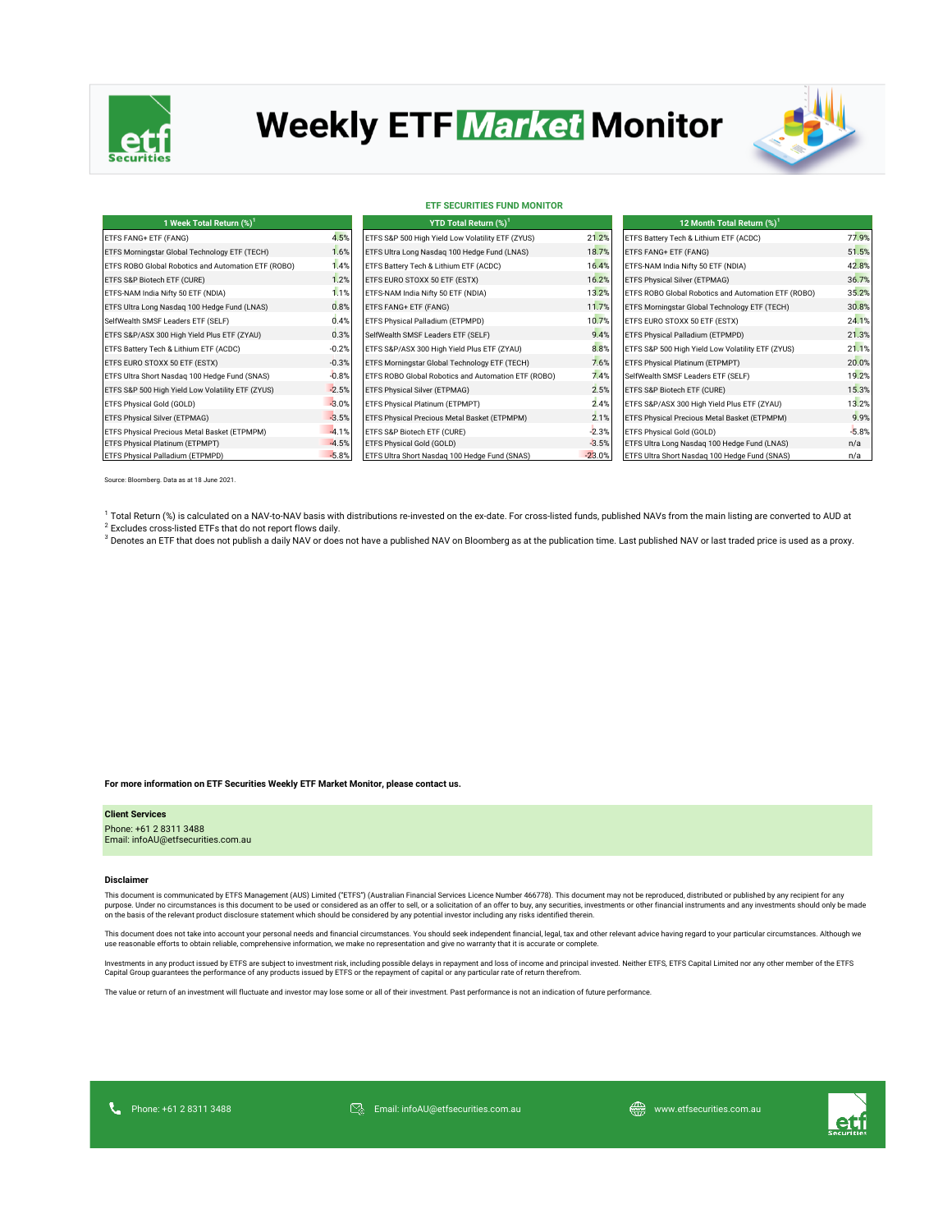# Weekly ETF Market Monitor

### ETF SECURITIES FUND MONITOR

| 1 Week Total Return (%)[1] | |
|---|---|
| ETFS FANG+ ETF (FANG) | 4.5% |
| ETFS Morningstar Global Technology ETF (TECH) | 1.6% |
| ETFS ROBO Global Robotics and Automation ETF (ROBO) | 1.4% |
| ETFS S&P Biotech ETF (CURE) | 1.2% |
| ETFS-NAM India Nifty 50 ETF (NDIA) | 1.1% |
| ETFS Ultra Long Nasdaq 100 Hedge Fund (LNAS) | 0.8% |
| SelfWealth SMSF Leaders ETF (SELF) | 0.4% |
| ETFS S&P/ASX 300 High Yield Plus ETF (ZYAU) | 0.3% |
| ETFS Battery Tech & Lithium ETF (ACDC) | -0.2% |
| ETFS EURO STOXX 50 ETF (ESTX) | -0.3% |
| ETFS Ultra Short Nasdaq 100 Hedge Fund (SNAS) | -0.8% |
| ETFS S&P 500 High Yield Low Volatility ETF (ZYUS) | -2.5% |
| ETFS Physical Gold (GOLD) | -3.0% |
| ETFS Physical Silver (ETPMAG) | -3.5% |
| ETFS Physical Precious Metal Basket (ETPMPM) | -4.1% |
| ETFS Physical Platinum (ETPMPT) | -4.5% |
| ETFS Physical Palladium (ETPMPD) | -5.8% |

| YTD Total Return (%)[1] | |
|---|---|
| ETFS S&P 500 High Yield Low Volatility ETF (ZYUS) | 21.2% |
| ETFS Ultra Long Nasdaq 100 Hedge Fund (LNAS) | 18.7% |
| ETFS Battery Tech & Lithium ETF (ACDC) | 16.4% |
| ETFS EURO STOXX 50 ETF (ESTX) | 16.2% |
| ETFS-NAM India Nifty 50 ETF (NDIA) | 13.2% |
| ETFS FANG+ ETF (FANG) | 11.7% |
| ETFS Physical Palladium (ETPMPD) | 10.7% |
| SelfWealth SMSF Leaders ETF (SELF) | 9.4% |
| ETFS S&P/ASX 300 High Yield Plus ETF (ZYAU) | 8.8% |
| ETFS Morningstar Global Technology ETF (TECH) | 7.6% |
| ETFS ROBO Global Robotics and Automation ETF (ROBO) | 7.4% |
| ETFS Physical Silver (ETPMAG) | 2.5% |
| ETFS Physical Platinum (ETPMPT) | 2.4% |
| ETFS Physical Precious Metal Basket (ETPMPM) | 2.1% |
| ETFS S&P Biotech ETF (CURE) | -2.3% |
| ETFS Physical Gold (GOLD) | -3.5% |
| ETFS Ultra Short Nasdaq 100 Hedge Fund (SNAS) | -23.0% |

| 12 Month Total Return (%)[1] | |
|---|---|
| ETFS Battery Tech & Lithium ETF (ACDC) | 77.9% |
| ETFS FANG+ ETF (FANG) | 51.5% |
| ETFS-NAM India Nifty 50 ETF (NDIA) | 42.8% |
| ETFS Physical Silver (ETPMAG) | 36.7% |
| ETFS ROBO Global Robotics and Automation ETF (ROBO) | 35.2% |
| ETFS Morningstar Global Technology ETF (TECH) | 30.8% |
| ETFS EURO STOXX 50 ETF (ESTX) | 24.1% |
| ETFS Physical Palladium (ETPMPD) | 21.3% |
| ETFS S&P 500 High Yield Low Volatility ETF (ZYUS) | 21.1% |
| ETFS Physical Platinum (ETPMPT) | 20.0% |
| SelfWealth SMSF Leaders ETF (SELF) | 19.2% |
| ETFS S&P Biotech ETF (CURE) | 15.3% |
| ETFS S&P/ASX 300 High Yield Plus ETF (ZYAU) | 13.2% |
| ETFS Physical Precious Metal Basket (ETPMPM) | 9.9% |
| ETFS Physical Gold (GOLD) | -5.8% |
| ETFS Ultra Long Nasdaq 100 Hedge Fund (LNAS) | n/a |
| ETFS Ultra Short Nasdaq 100 Hedge Fund (SNAS) | n/a |

Source: Bloomberg. Data as at 18 June 2021.

[1] Total Return (%) is calculated on a NAV-to-NAV basis with distributions re-invested on the ex-date. For cross-listed funds, published NAVs from the main listing are converted to AUD at

[2] Excludes cross-listed ETFs that do not report flows daily.

[3] Denotes an ETF that does not publish a daily NAV or does not have a published NAV on Bloomberg as at the publication time. Last published NAV or last traded price is used as a proxy.

**For more information on ETF Securities Weekly ETF Market Monitor, please contact us.**

**Client Services**
Phone: +61 2 8311 3488
Email: infoAU@etfsecurities.com.au

**Disclaimer**

This document is communicated by ETFS Management (AUS) Limited ("ETFS") (Australian Financial Services Licence Number 466778). This document may not be reproduced, distributed or published by any recipient for any purpose. Under no circumstances is this document to be used or considered as an offer to sell, or a solicitation of an offer to buy, any securities, investments or other financial instruments and any investments should only be made on the basis of the relevant product disclosure statement which should be considered by any potential investor including any risks identified therein.

This document does not take into account your personal needs and financial circumstances. You should seek independent financial, legal, tax and other relevant advice having regard to your particular circumstances. Although we use reasonable efforts to obtain reliable, comprehensive information, we make no representation and give no warranty that it is accurate or complete.

Investments in any product issued by ETFS are subject to investment risk, including possible delays in repayment and loss of income and principal invested. Neither ETFS, ETFS Capital Limited nor any other member of the ETFS Capital Group guarantees the performance of any products issued by ETFS or the repayment of capital or any particular rate of return therefrom.

The value or return of an investment will fluctuate and investor may lose some or all of their investment. Past performance is not an indication of future performance.

Phone: +61 2 8311 3488 | Email: infoAU@etfsecurities.com.au | www.etfsecurities.com.au